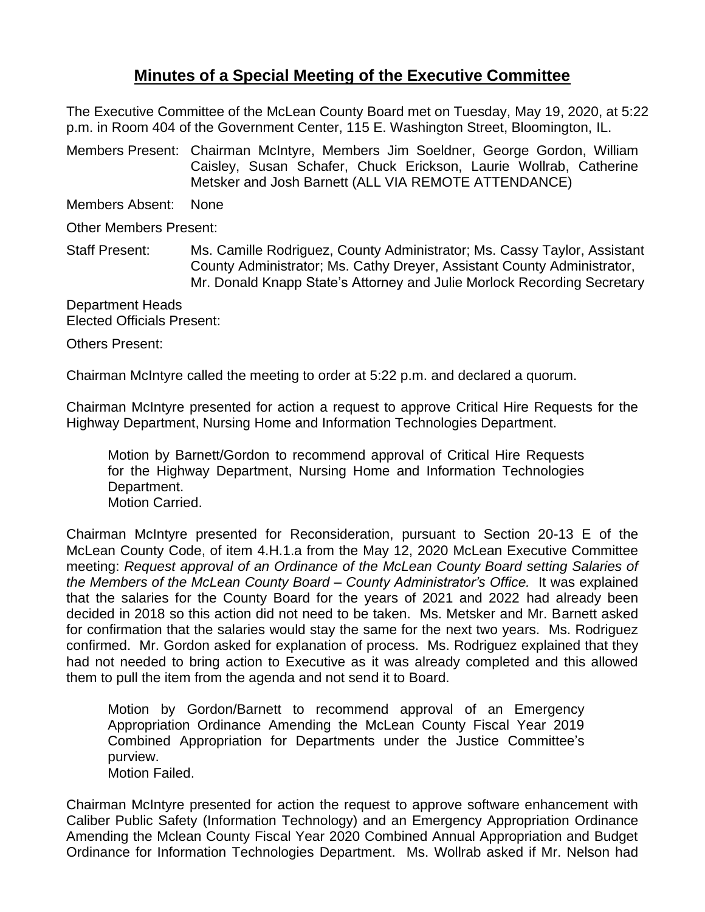# **Minutes of a Special Meeting of the Executive Committee**

The Executive Committee of the McLean County Board met on Tuesday, May 19, 2020, at 5:22 p.m. in Room 404 of the Government Center, 115 E. Washington Street, Bloomington, IL.

Members Present: Chairman McIntyre, Members Jim Soeldner, George Gordon, William Caisley, Susan Schafer, Chuck Erickson, Laurie Wollrab, Catherine Metsker and Josh Barnett (ALL VIA REMOTE ATTENDANCE)

Members Absent: None

Other Members Present:

Staff Present: Ms. Camille Rodriguez, County Administrator; Ms. Cassy Taylor, Assistant County Administrator; Ms. Cathy Dreyer, Assistant County Administrator, Mr. Donald Knapp State's Attorney and Julie Morlock Recording Secretary

Department Heads
Elected Officials Present:

Others Present:

Chairman McIntyre called the meeting to order at 5:22 p.m. and declared a quorum.

Chairman McIntyre presented for action a request to approve Critical Hire Requests for the Highway Department, Nursing Home and Information Technologies Department.

> Motion by Barnett/Gordon to recommend approval of Critical Hire Requests for the Highway Department, Nursing Home and Information Technologies Department.
> Motion Carried.

Chairman McIntyre presented for Reconsideration, pursuant to Section 20-13 E of the McLean County Code, of item 4.H.1.a from the May 12, 2020 McLean Executive Committee meeting: *Request approval of an Ordinance of the McLean County Board setting Salaries of the Members of the McLean County Board – County Administrator's Office.* It was explained that the salaries for the County Board for the years of 2021 and 2022 had already been decided in 2018 so this action did not need to be taken. Ms. Metsker and Mr. Barnett asked for confirmation that the salaries would stay the same for the next two years. Ms. Rodriguez confirmed. Mr. Gordon asked for explanation of process. Ms. Rodriguez explained that they had not needed to bring action to Executive as it was already completed and this allowed them to pull the item from the agenda and not send it to Board.

> Motion by Gordon/Barnett to recommend approval of an Emergency Appropriation Ordinance Amending the McLean County Fiscal Year 2019 Combined Appropriation for Departments under the Justice Committee's purview.
> Motion Failed.

Chairman McIntyre presented for action the request to approve software enhancement with Caliber Public Safety (Information Technology) and an Emergency Appropriation Ordinance Amending the Mclean County Fiscal Year 2020 Combined Annual Appropriation and Budget Ordinance for Information Technologies Department. Ms. Wollrab asked if Mr. Nelson had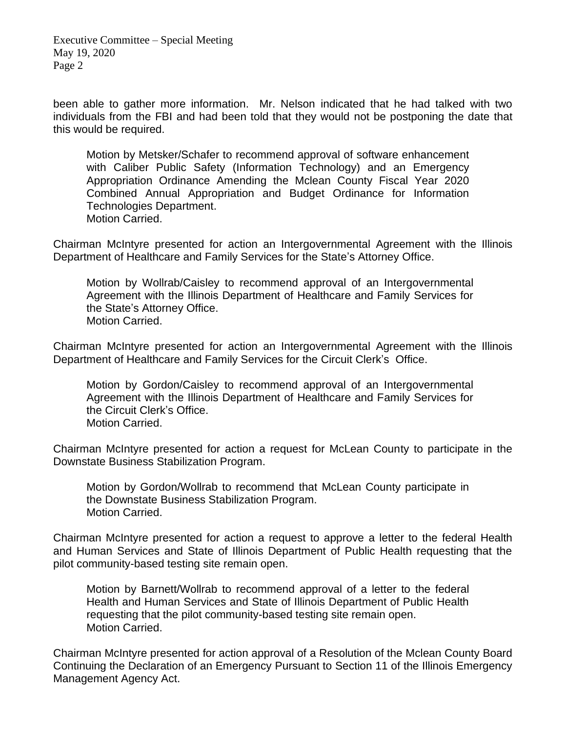been able to gather more information. Mr. Nelson indicated that he had talked with two individuals from the FBI and had been told that they would not be postponing the date that this would be required.

> Motion by Metsker/Schafer to recommend approval of software enhancement with Caliber Public Safety (Information Technology) and an Emergency Appropriation Ordinance Amending the Mclean County Fiscal Year 2020 Combined Annual Appropriation and Budget Ordinance for Information Technologies Department.
> Motion Carried.

Chairman McIntyre presented for action an Intergovernmental Agreement with the Illinois Department of Healthcare and Family Services for the State's Attorney Office.

> Motion by Wollrab/Caisley to recommend approval of an Intergovernmental Agreement with the Illinois Department of Healthcare and Family Services for the State's Attorney Office.
> Motion Carried.

Chairman McIntyre presented for action an Intergovernmental Agreement with the Illinois Department of Healthcare and Family Services for the Circuit Clerk's Office.

> Motion by Gordon/Caisley to recommend approval of an Intergovernmental Agreement with the Illinois Department of Healthcare and Family Services for the Circuit Clerk's Office.
> Motion Carried.

Chairman McIntyre presented for action a request for McLean County to participate in the Downstate Business Stabilization Program.

> Motion by Gordon/Wollrab to recommend that McLean County participate in the Downstate Business Stabilization Program.
> Motion Carried.

Chairman McIntyre presented for action a request to approve a letter to the federal Health and Human Services and State of Illinois Department of Public Health requesting that the pilot community-based testing site remain open.

> Motion by Barnett/Wollrab to recommend approval of a letter to the federal Health and Human Services and State of Illinois Department of Public Health requesting that the pilot community-based testing site remain open.
> Motion Carried.

Chairman McIntyre presented for action approval of a Resolution of the Mclean County Board Continuing the Declaration of an Emergency Pursuant to Section 11 of the Illinois Emergency Management Agency Act.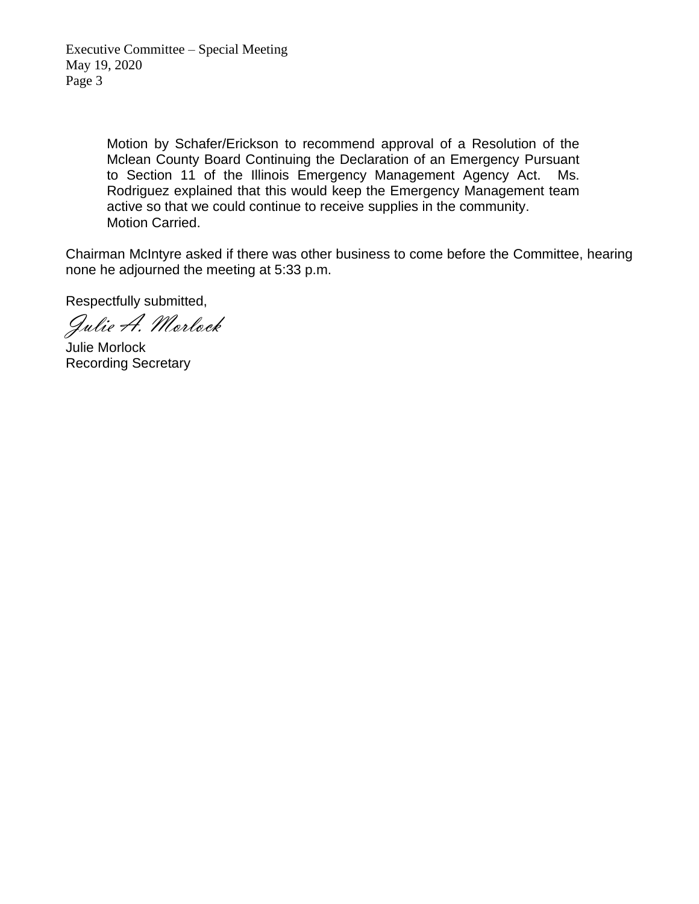Motion by Schafer/Erickson to recommend approval of a Resolution of the Mclean County Board Continuing the Declaration of an Emergency Pursuant to Section 11 of the Illinois Emergency Management Agency Act. Ms. Rodriguez explained that this would keep the Emergency Management team active so that we could continue to receive supplies in the community.
Motion Carried.

Chairman McIntyre asked if there was other business to come before the Committee, hearing none he adjourned the meeting at 5:33 p.m.

Respectfully submitted,

*Julie A. Morlock*

Julie Morlock
Recording Secretary